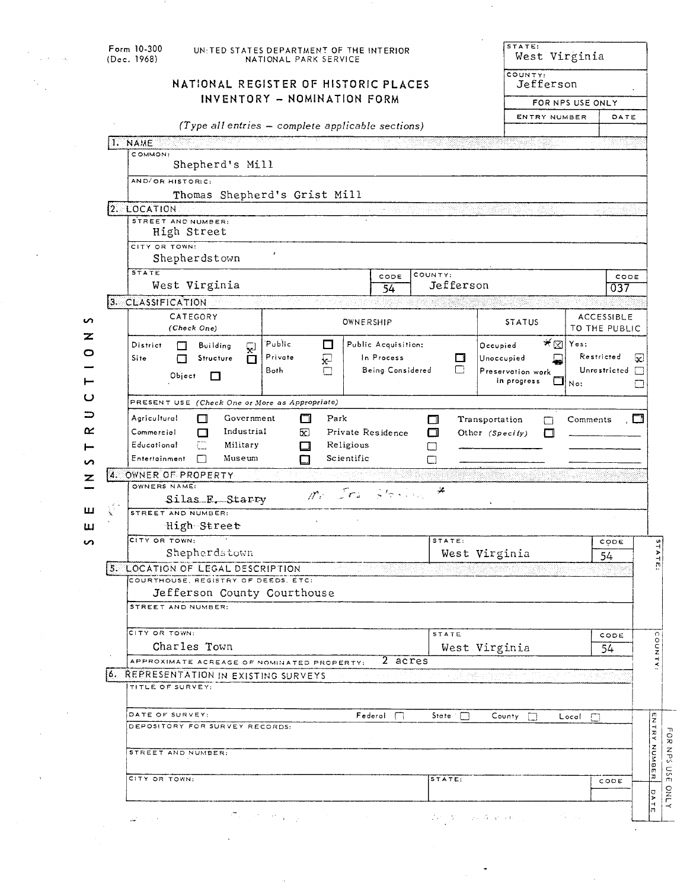Form 10-300 (Dec. 1968)

UNITED STATES DEPARTMENT OF THE INTERIOR
NATIONAL PARK SERVICE

# NATIONAL REGISTER OF HISTORIC PLACES INVENTORY – NOMINATION FORM

*(Type all entries – complete applicable sections)*

| STATE: | West Virginia |
|---|---|
| COUNTY: | Jefferson |
| FOR NPS USE ONLY | |
| ENTRY NUMBER | DATE |

SEE INSTRUCTIONS

## 1. NAME

COMMON:
Shepherd's Mill

AND/OR HISTORIC:
Thomas Shepherd's Grist Mill

## 2. LOCATION

STREET AND NUMBER:
High Street

CITY OR TOWN:
Shepherdstown

| STATE | CODE | COUNTY: | CODE |
|---|---|---|---|
| West Virginia | 54 | Jefferson | 037 |

## 3. CLASSIFICATION

| CATEGORY (Check One) | OWNERSHIP | STATUS | ACCESSIBLE TO THE PUBLIC |
|---|---|---|---|
| District ☐ Building ☒ | Public ☐ Public Acquisition: | Occupied * ☒ | Yes: |
| Site ☐ Structure ☐ | Private ☒ In Process ☐ | Unoccupied ☐ | Restricted ☒ |
| Object ☐ | Both ☐ Being Considered ☐ | Preservation work in progress ☐ | Unrestricted ☐ |
| | | | No: ☐ |

PRESENT USE *(Check One or More as Appropriate)*

| | | | | |
|---|---|---|---|---|
| Agricultural ☐ | Government ☐ | Park ☐ | Transportation ☐ | Comments ☐ |
| Commercial ☐ | Industrial ☒ | Private Residence ☐ | Other *(Specify)* ☐ | |
| Educational ☐ | Military ☐ | Religious ☐ | | |
| Entertainment ☐ | Museum ☐ | Scientific ☐ | | |

## 4. OWNER OF PROPERTY

OWNERS NAME:
~~Silas F. Starry~~ Mr. Ira Starry *

STREET AND NUMBER:
High Street

| CITY OR TOWN: | STATE: | CODE |
|---|---|---|
| Shepherdstown | West Virginia | 54 |

## 5. LOCATION OF LEGAL DESCRIPTION

COURTHOUSE, REGISTRY OF DEEDS, ETC:
Jefferson County Courthouse

STREET AND NUMBER:

| CITY OR TOWN: | STATE | CODE |
|---|---|---|
| Charles Town | West Virginia | 54 |

APPROXIMATE ACREAGE OF NOMINATED PROPERTY: 2 acres

## 6. REPRESENTATION IN EXISTING SURVEYS

TITLE OF SURVEY:

DATE OF SURVEY: Federal ☐ State ☐ County ☐ Local ☐

DEPOSITORY FOR SURVEY RECORDS:

STREET AND NUMBER:

| CITY OR TOWN: | STATE: | CODE |
|---|---|---|
| | | |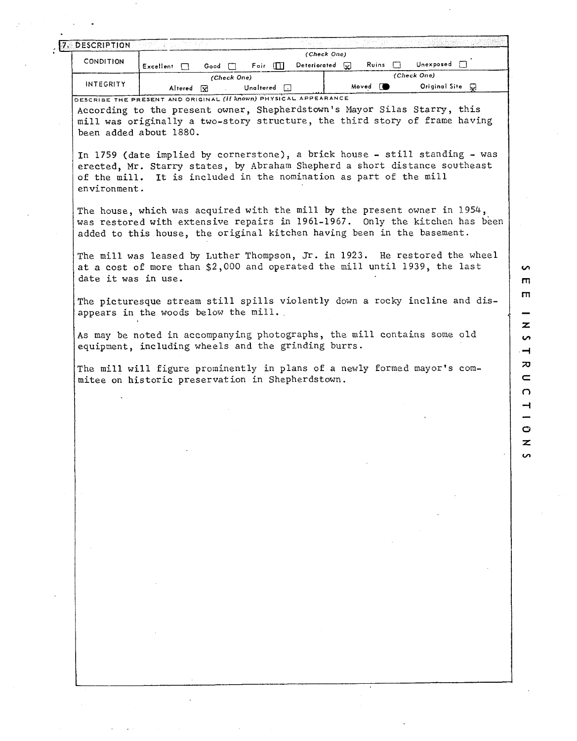## 7. DESCRIPTION

| CONDITION | (Check One) | | | | | |
|---|---|---|---|---|---|---|
| | Excellent ☐ | Good ☐ | Fair ☐ | Deteriorated ☒ | Ruins ☐ | Unexposed ☐ |

| INTEGRITY | (Check One) | | (Check One) | |
|---|---|---|---|---|
| | Altered ☒ | Unaltered ☐ | Moved ☐ | Original Site ☒ |

DESCRIBE THE PRESENT AND ORIGINAL *(if known)* PHYSICAL APPEARANCE

According to the present owner, Shepherdstown's Mayor Silas Starry, this mill was originally a two-story structure, the third story of frame having been added about 1880.

In 1759 (date implied by cornerstone), a brick house - still standing - was erected, Mr. Starry states, by Abraham Shepherd a short distance southeast of the mill. It is included in the nomination as part of the mill environment.

The house, which was acquired with the mill by the present owner in 1954, was restored with extensive repairs in 1961-1967. Only the kitchen has been added to this house, the original kitchen having been in the basement.

The mill was leased by Luther Thompson, Jr. in 1923. He restored the wheel at a cost of more than $2,000 and operated the mill until 1939, the last date it was in use.

The picturesque stream still spills violently down a rocky incline and disappears in the woods below the mill.

As may be noted in accompanying photographs, the mill contains some old equipment, including wheels and the grinding burrs.

The mill will figure prominently in plans of a newly formed mayor's commitee on historic preservation in Shepherdstown.

SEE INSTRUCTIONS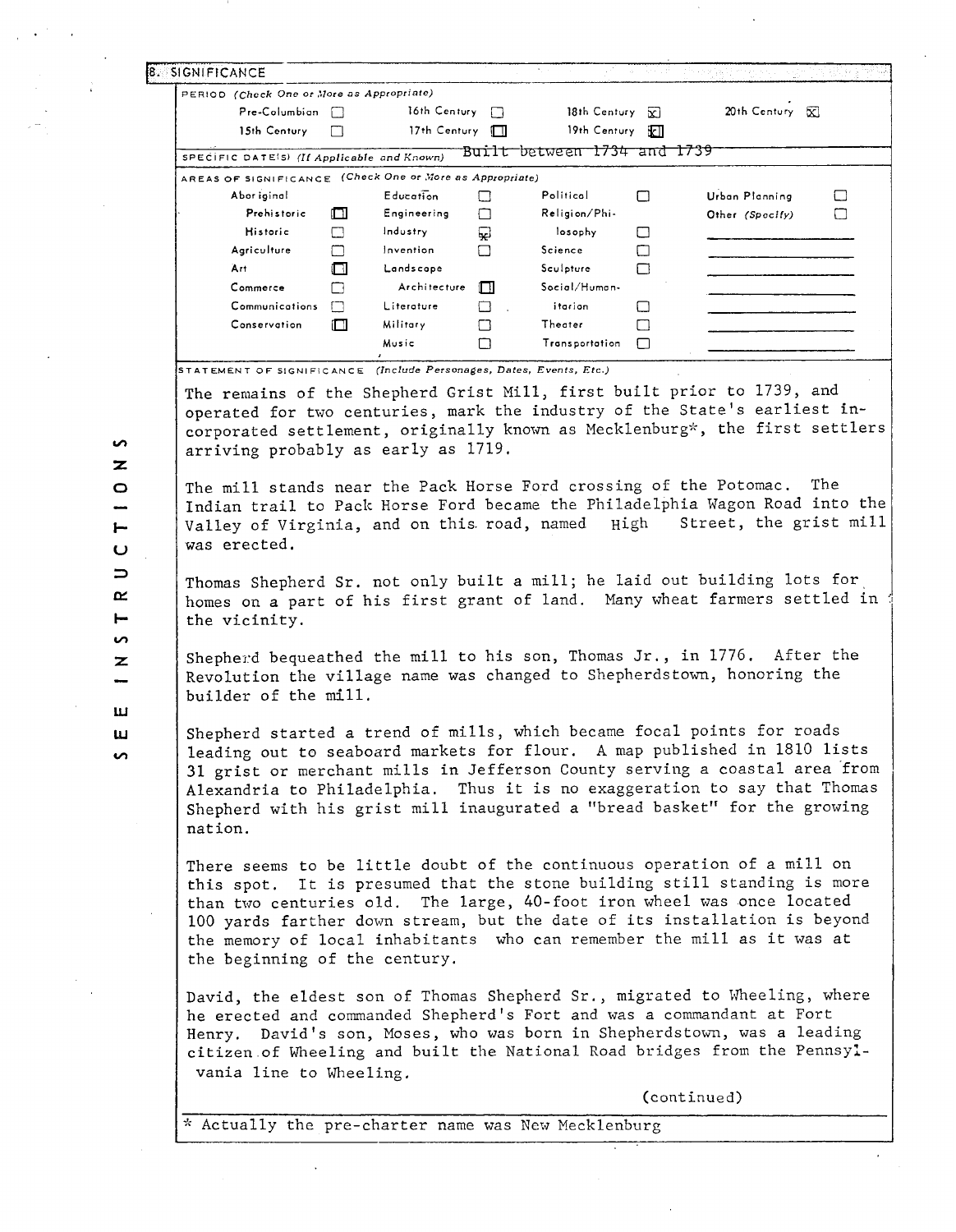## 8. SIGNIFICANCE

PERIOD (Check One or More as Appropriate)

| | | | |
|---|---|---|---|
| Pre-Columbian ☐ | 16th Century ☐ | 18th Century ☒ | 20th Century ☒ |
| 15th Century ☐ | 17th Century ☐ | 19th Century ☒ | |

SPECIFIC DATE(S) (If Applicable and Known) ~~Built between 1734 and 1739~~

AREAS OF SIGNIFICANCE (Check One or More as Appropriate)

| | | | |
|---|---|---|---|
| Aboriginal | Education ☐ | Political ☐ | Urban Planning ☐ |
| Prehistoric ☐ | Engineering ☐ | Religion/Philosophy ☐ | Other (Specify) ☐ |
| Historic ☐ | Industry ☒ | Science ☐ | |
| Agriculture ☐ | Invention ☐ | Sculpture ☐ | |
| Art ☐ | Landscape Architecture ☐ | Social/Humanitarian ☐ | |
| Commerce ☐ | Literature ☐ | Theater ☐ | |
| Communications ☐ | Military ☐ | Transportation ☐ | |
| Conservation ☐ | Music ☐ | | |

STATEMENT OF SIGNIFICANCE (Include Personages, Dates, Events, Etc.)

The remains of the Shepherd Grist Mill, first built prior to 1739, and operated for two centuries, mark the industry of the State's earliest incorporated settlement, originally known as Mecklenburg*, the first settlers arriving probably as early as 1719.

The mill stands near the Pack Horse Ford crossing of the Potomac. The Indian trail to Pack Horse Ford became the Philadelphia Wagon Road into the Valley of Virginia, and on this road, named High Street, the grist mill was erected.

Thomas Shepherd Sr. not only built a mill; he laid out building lots for homes on a part of his first grant of land. Many wheat farmers settled in the vicinity.

Shepherd bequeathed the mill to his son, Thomas Jr., in 1776. After the Revolution the village name was changed to Shepherdstown, honoring the builder of the mill.

Shepherd started a trend of mills, which became focal points for roads leading out to seaboard markets for flour. A map published in 1810 lists 31 grist or merchant mills in Jefferson County serving a coastal area from Alexandria to Philadelphia. Thus it is no exaggeration to say that Thomas Shepherd with his grist mill inaugurated a "bread basket" for the growing nation.

There seems to be little doubt of the continuous operation of a mill on this spot. It is presumed that the stone building still standing is more than two centuries old. The large, 40-foot iron wheel was once located 100 yards farther down stream, but the date of its installation is beyond the memory of local inhabitants who can remember the mill as it was at the beginning of the century.

David, the eldest son of Thomas Shepherd Sr., migrated to Wheeling, where he erected and commanded Shepherd's Fort and was a commandant at Fort Henry. David's son, Moses, who was born in Shepherdstown, was a leading citizen of Wheeling and built the National Road bridges from the Pennsylvania line to Wheeling.

(continued)

\* Actually the pre-charter name was New Mecklenburg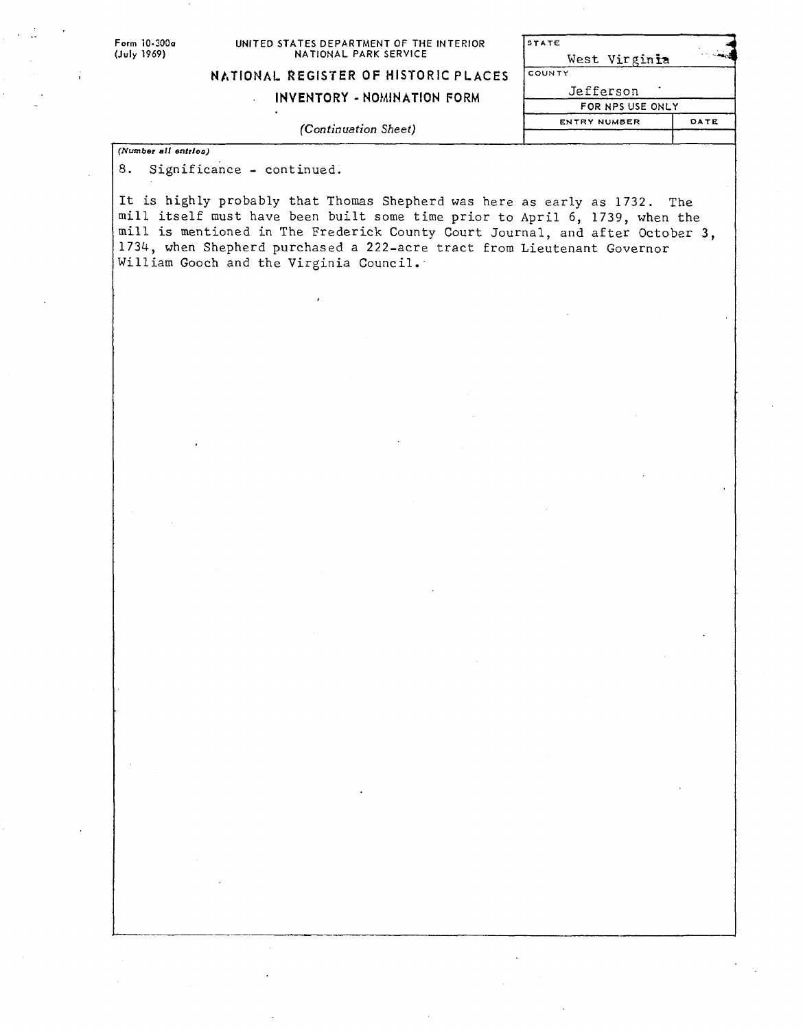Form 10-300a
(July 1969)

UNITED STATES DEPARTMENT OF THE INTERIOR
NATIONAL PARK SERVICE

**NATIONAL REGISTER OF HISTORIC PLACES**

**INVENTORY - NOMINATION FORM**

*(Continuation Sheet)*

| STATE | |
|---|---|
| West Virginia | |
| COUNTY | |
| Jefferson | |
| FOR NPS USE ONLY | |
| ENTRY NUMBER | DATE |
| | |

*(Number all entries)*

8. Significance - continued.

It is highly probably that Thomas Shepherd was here as early as 1732. The mill itself must have been built some time prior to April 6, 1739, when the mill is mentioned in The Frederick County Court Journal, and after October 3, 1734, when Shepherd purchased a 222-acre tract from Lieutenant Governor William Gooch and the Virginia Council.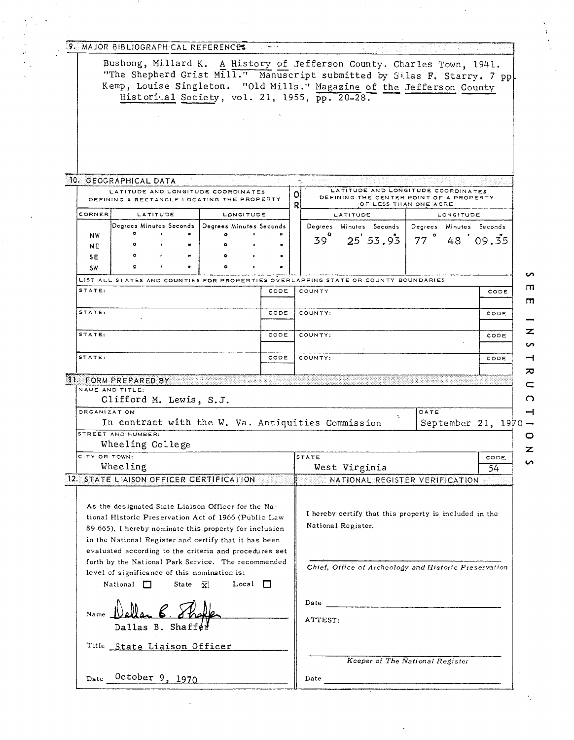## 9. MAJOR BIBLIOGRAPHICAL REFERENCES

Bushong, Millard K. A History of Jefferson County. Charles Town, 1941.
"The Shepherd Grist Mill." Manuscript submitted by Silas F. Starry. 7 pp.
Kemp, Louise Singleton. "Old Mills." Magazine of the Jefferson County Historical Society, vol. 21, 1955, pp. 20-28.

## 10. GEOGRAPHICAL DATA

| LATITUDE AND LONGITUDE COORDINATES DEFINING A RECTANGLE LOCATING THE PROPERTY | | | OR | LATITUDE AND LONGITUDE COORDINATES DEFINING THE CENTER POINT OF A PROPERTY OF LESS THAN ONE ACRE | |
|---|---|---|---|---|---|
| CORNER | LATITUDE | LONGITUDE | | LATITUDE | LONGITUDE |
| | Degrees Minutes Seconds | Degrees Minutes Seconds | | Degrees Minutes Seconds | Degrees Minutes Seconds |
| NW | ° ' " | ° ' " | | 39° 25' 53.93" | 77° 48' 09.35" |
| NE | ° ' " | ° ' " | | | |
| SE | ° ' " | ° ' " | | | |
| SW | ° ' " | ° ' " | | | |

LIST ALL STATES AND COUNTIES FOR PROPERTIES OVERLAPPING STATE OR COUNTY BOUNDARIES

| STATE: | CODE | COUNTY | CODE |
|---|---|---|---|
| STATE: | CODE | COUNTY: | CODE |
| STATE: | CODE | COUNTY: | CODE |
| STATE: | CODE | COUNTY: | CODE |

## 11. FORM PREPARED BY

NAME AND TITLE:
Clifford M. Lewis, S.J.

ORGANIZATION: In contract with the W. Va. Antiquities Commission

DATE: September 21, 1970

STREET AND NUMBER: Wheeling College

CITY OR TOWN: Wheeling

STATE: West Virginia

CODE: 54

## 12. STATE LIAISON OFFICER CERTIFICATION

As the designated State Liaison Officer for the National Historic Preservation Act of 1966 (Public Law 89-665), I hereby nominate this property for inclusion in the National Register and certify that it has been evaluated according to the criteria and procedures set forth by the National Park Service. The recommended level of significance of this nomination is:

National ☐ State ☒ Local ☐

Name Dallas B. Shaffer

Title State Liaison Officer

Date October 9, 1970

## NATIONAL REGISTER VERIFICATION

I hereby certify that this property is included in the National Register.

*Chief, Office of Archeology and Historic Preservation*

Date

ATTEST:

*Keeper of The National Register*

Date

SEE INSTRUCTIONS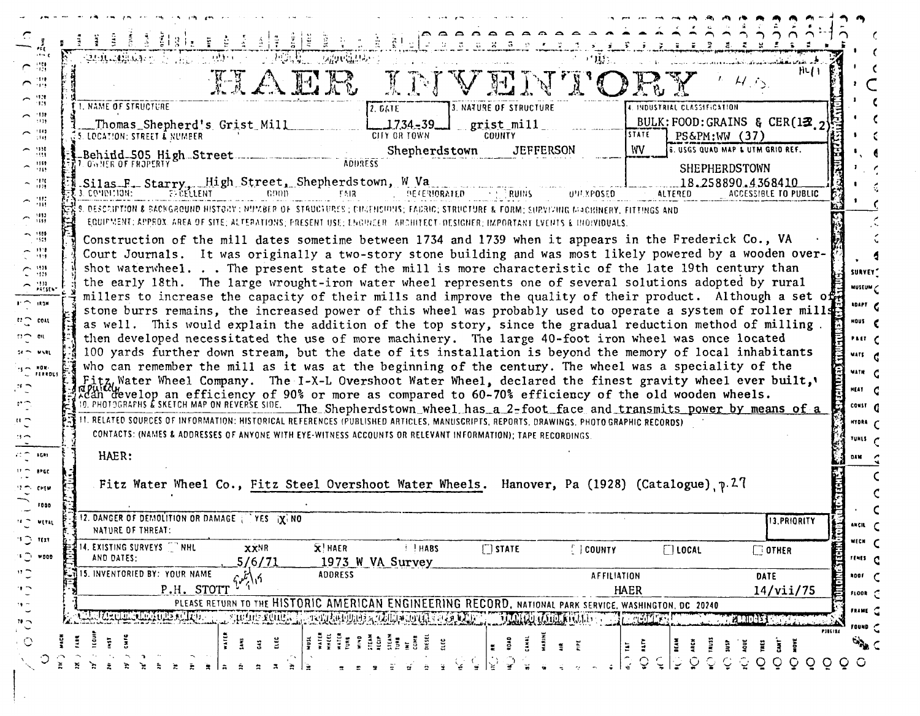# HAER INVENTORY

**1. NAME OF STRUCTURE:** Thomas Shepherd's Grist Mill

**2. DATE:** 1734-39

**3. NATURE OF STRUCTURE:** grist mill

**4. INDUSTRIAL CLASSIFICATION:** BULK:FOOD:GRAINS & CER(12.2) PS&PM:WW (37)

**5. LOCATION: STREET & NUMBER:** Behidd 505 High Street

**CITY OR TOWN:** Shepherdstown

**COUNTY:** JEFFERSON

**STATE:** WV

**6. USGS QUAD MAP & UTM GRID REF.:** SHEPHERDSTOWN 18.258890.4368410

**7. OWNER OF PROPERTY:** Silas F. Starry

**ADDRESS:** High Street, Shepherdstown, W Va

**8. CONDITION:** EXCELLENT — GOOD — FAIR — DETERIORATED — RUINS — UNEXPOSED — ALTERED — ACCESSIBLE TO PUBLIC

**9. DESCRIPTION & BACKGROUND HISTORY:** NUMBER OF STRUCTURES; DIMENSIONS; FABRIC; STRUCTURE & FORM; SURVIVING MACHINERY, FITTINGS AND EQUIPMENT; APPROX. AREA OF SITE; ALTERATIONS; PRESENT USE; ENGINEER - ARCHITECT - DESIGNER; IMPORTANT EVENTS & INDIVIDUALS.

Construction of the mill dates sometime between 1734 and 1739 when it appears in the Frederick Co., VA Court Journals. It was originally a two-story stone building and was most likely powered by a wooden overshot waterwheel. . . The present state of the mill is more characteristic of the late 19th century than the early 18th. The large wrought-iron water wheel represents one of several solutions adopted by rural millers to increase the capacity of their mills and improve the quality of their product. Although a set of stone burrs remains, the increased power of this wheel was probably used to operate a system of roller mills as well. This would explain the addition of the top story, since the gradual reduction method of milling then developed necessitated the use of more machinery. The large 40-foot iron wheel was once located 100 yards further down stream, but the date of its installation is beyond the memory of local inhabitants who can remember the mill as it was at the beginning of the century. The wheel was a speciality of the Fitz Water Wheel Company. The I-X-L Overshoot Water Wheel, declared the finest gravity wheel ever built, can develop an efficiency of 90% or more as compared to 60-70% efficiency of the old wooden wheels. The Shepherdstown wheel has a 2-foot face and transmits power by means of a

**10. PHOTOGRAPHS & SKETCH MAP ON REVERSE SIDE.**

**11. RELATED SOURCES OF INFORMATION:** HISTORICAL REFERENCES (PUBLISHED ARTICLES, MANUSCRIPTS, REPORTS, DRAWINGS, PHOTOGRAPHIC RECORDS) CONTACTS: (NAMES & ADDRESSES OF ANYONE WITH EYE-WITNESS ACCOUNTS OR RELEVANT INFORMATION); TAPE RECORDINGS.

HAER:

Fitz Water Wheel Co., Fitz Steel Overshoot Water Wheels. Hanover, Pa (1928) (Catalogue), p.27

**12. DANGER OF DEMOLITION OR DAMAGE:** YES [X] NO

**NATURE OF THREAT:**

**13. PRIORITY:**

**14. EXISTING SURVEYS AND DATES:** NHL — XX NR 5/6/71 — [X] HAER 1973 W VA Survey — HABS — STATE — COUNTY — LOCAL — OTHER

**15. INVENTORIED BY: YOUR NAME:** P.H. STOTT

**ADDRESS:**

**AFFILIATION:** HAER

**DATE:** 14/vii/75

PLEASE RETURN TO THE HISTORIC AMERICAN ENGINEERING RECORD, NATIONAL PARK SERVICE, WASHINGTON, DC 20240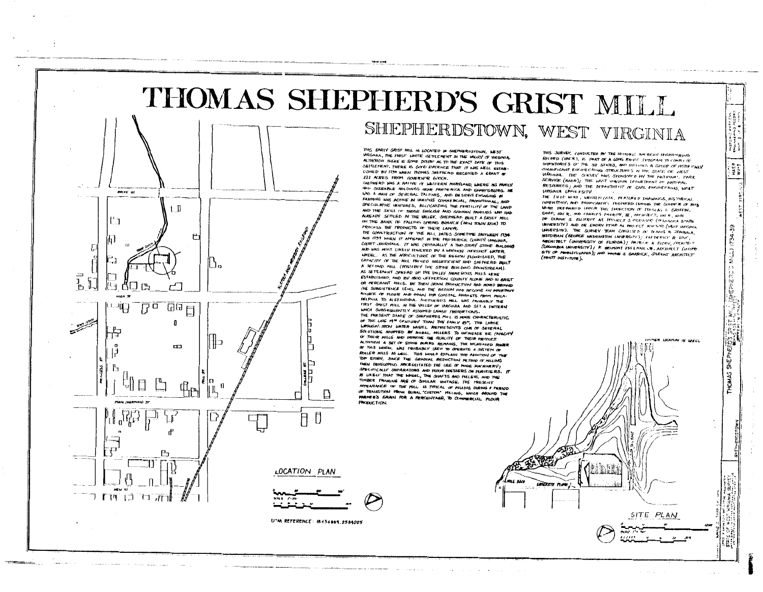# THOMAS SHEPHERD'S GRIST MILL

## SHEPHERDSTOWN, WEST VIRGINIA

THIS EARLY GRIST MILL IS LOCATED IN SHEPHERDSTOWN, WEST VIRGINIA, THE FIRST WHITE SETTLEMENT IN THE VALLEY OF VIRGINIA. ALTHOUGH THERE IS SOME DOUBT AS TO THE EXACT DATE OF THIS SETTLEMENT, THERE IS GOOD EVIDENCE THAT IT WAS WELL ESTABLISHED BY 1734 WHEN THOMAS SHEPHERD RECEIVED A GRANT OF 222 ACRES FROM GOVERNOR GOOCH.

SHEPHERD WAS A NATIVE OF WESTERN MARYLAND, WHERE HIS FAMILY HAD SIZEABLE HOLDINGS NEAR FREDERICK AND SHARPSBURG. HE WAS A MAN OF SEVERAL TALENTS, AND BESIDES ENGAGING IN FARMING WAS ACTIVE IN VARIOUS COMMERCIAL, PROMOTIONAL, AND SPECULATIVE VENTURES. RECOGNIZING THE FERTILITY OF THE LAND AND THE SKILL OF THOSE ENGLISH AND GERMAN FAMILIES WHO HAD ALREADY SETTLED IN THE VALLEY, SHEPHERD BUILT A GRIST MILL ON THE BANK OF FALLING SPRING BRANCH (NOW TOWN RUN) TO PROCESS THE PRODUCTS OF THEIR LABOR.

THE CONSTRUCTION OF THE MILL DATES SOMETIME BETWEEN 1734 AND 1739 WHEN IT APPEARS IN THE FREDERICK COUNTY, VIRGINIA, COURT JOURNALS. IT WAS ORIGINALLY A TWO-STORY STONE BUILDING AND WAS MOST LIKELY POWERED BY A WOODEN OVERSHOT WATER WHEEL. AS THE AGRICULTURE OF THE REGION FLOURISHED, THE CAPACITY OF THE MILL PROVED INSUFFICIENT AND SHEPHERD BUILT A SECOND MILL (POSSIBLY THE STONE BUILDING DOWNSTREAM).

AS SETTLEMENT SPREAD UP THE VALLEY NUMEROUS MILLS WERE ESTABLISHED, AND BY 1800 JEFFERSON COUNTY ALONE HAD 21 GRIST OR MERCHANT MILLS. BY THEN GRAIN PRODUCTION HAD MOVED BEYOND THE SUBSISTENCE LEVEL AND THE REGION HAD BECOME AN IMPORTANT SOURCE OF FLOUR AND GRAIN FOR COASTAL MARKETS FROM PHILADELPHIA TO ALEXANDRIA. SHEPHERD'S MILL WAS PROBABLY THE FIRST GRIST MILL IN THE VALLEY OF VIRGINIA AND SET A PATTERN WHICH SUBSEQUENTLY ASSUMED LARGE PROPORTIONS.

THE PRESENT STATE OF SHEPHERD'S MILL IS MORE CHARACTERISTIC OF THE LATE 19TH CENTURY THAN THE EARLY 18TH. THE LARGE WROUGHT-IRON WATER WHEEL REPRESENTS ONE OF SEVERAL SOLUTIONS ADOPTED BY RURAL MILLERS TO INCREASE THE CAPACITY OF THEIR MILLS AND IMPROVE THE QUALITY OF THEIR PRODUCT. ALTHOUGH A SET OF STONE BURRS REMAINS, THE INCREASED POWER OF THIS WHEEL WAS PROBABLY USED TO OPERATE A SYSTEM OF ROLLER MILLS AS WELL. THIS WOULD EXPLAIN THE ADDITION OF THE TOP STORY, SINCE THE GRADUAL REDUCTION METHOD OF MILLING THEN DEVELOPING NECESSITATED THE USE OF MORE MACHINERY; SPECIFICALLY SEPARATORS AND FLOUR DRESSERS OR PURIFIERS. IT IS LIKELY THAT THE WHEEL, THE SHAFTS AND PULLEYS, AND THE TIMBER FRAMING ARE OF SIMILAR VINTAGE. THE PRESENT APPEARANCE OF THE MILL IS TYPICAL OF MILLING DURING A PERIOD OF TRANSITION FROM RURAL "CUSTOM" MILLING, WHICH GROUND THE FARMER'S GRAIN FOR A PERCENTAGE, TO COMMERCIAL FLOUR PRODUCTION.

THIS SURVEY, CONDUCTED BY THE HISTORIC AMERICAN ENGINEERING RECORD (HAER), IS PART OF A LONG RANGE PROGRAM TO COMPLETE INVENTORIES OF THE 50 STATES, AND INCLUDES A GROUP OF HISTORICALLY SIGNIFICANT ENGINEERING STRUCTURES IN THE STATE OF WEST VIRGINIA. THE SURVEY WAS SPONSORED BY THE NATIONAL PARK SERVICE (HAER); THE WEST VIRGINIA DEPARTMENT OF NATURAL RESOURCES; AND THE DEPARTMENT OF CIVIL ENGINEERING, WEST VIRGINIA UNIVERSITY.

THE FIELD WORK, WRITTEN DATA, MEASURED DRAWINGS, HISTORICAL INVENTORY, AND PHOTOGRAPHS PRODUCED DURING THE SUMMER OF 1975 WERE PREPARED UNDER THE DIRECTION OF DOUGLAS L. GRIFFIN, CHIEF, HAER, AND CHARLES PARROTT, III, ARCHITECT, HAER, WITH DR. DUANE S. ELLIFRITT AS PROJECT SUPERVISOR (OKLAHOMA STATE UNIVERSITY) AND DR. EMORY KEMP AS PROJECT ADVISOR (WEST VIRGINIA UNIVERSITY). THE SURVEY TEAM CONSISTED OF DENNIS M. ZEMBALA, HISTORIAN (GEORGE WASHINGTON UNIVERSITY); FREDERICK R. LOVE, ARCHITECT (UNIVERSITY OF FLORIDA); PATRICK A. FLORY, ARCHITECT (COLUMBIA UNIVERSITY); R. BELMONT FREEMAN, JR., ARCHITECT (UNIVERSITY OF PENNSYLVANIA); AND WAYNE S. GARRICK, STUDENT ARCHITECT (PRATT INSTITUTE).

LOCATION PLAN

UTM REFERENCE: 18.434869.2584025

SITE PLAN

FORMER LOCATION OF WHEEL

MILL RACE

CONCRETE FLUME

MILL ST · PRINCESS ST · COLLEGE ST · HIGH ST · MAIN (GERMAN) ST · NEW ST · WASHINGTON AND BERKELEY RAILROAD · TOWN CREEK · TOWN CREEK

THOMAS SHEPHERD'S GRIST MILL 1734-39

SHEPHERDSTOWN

WEST VIRGINIA

HAER WV-3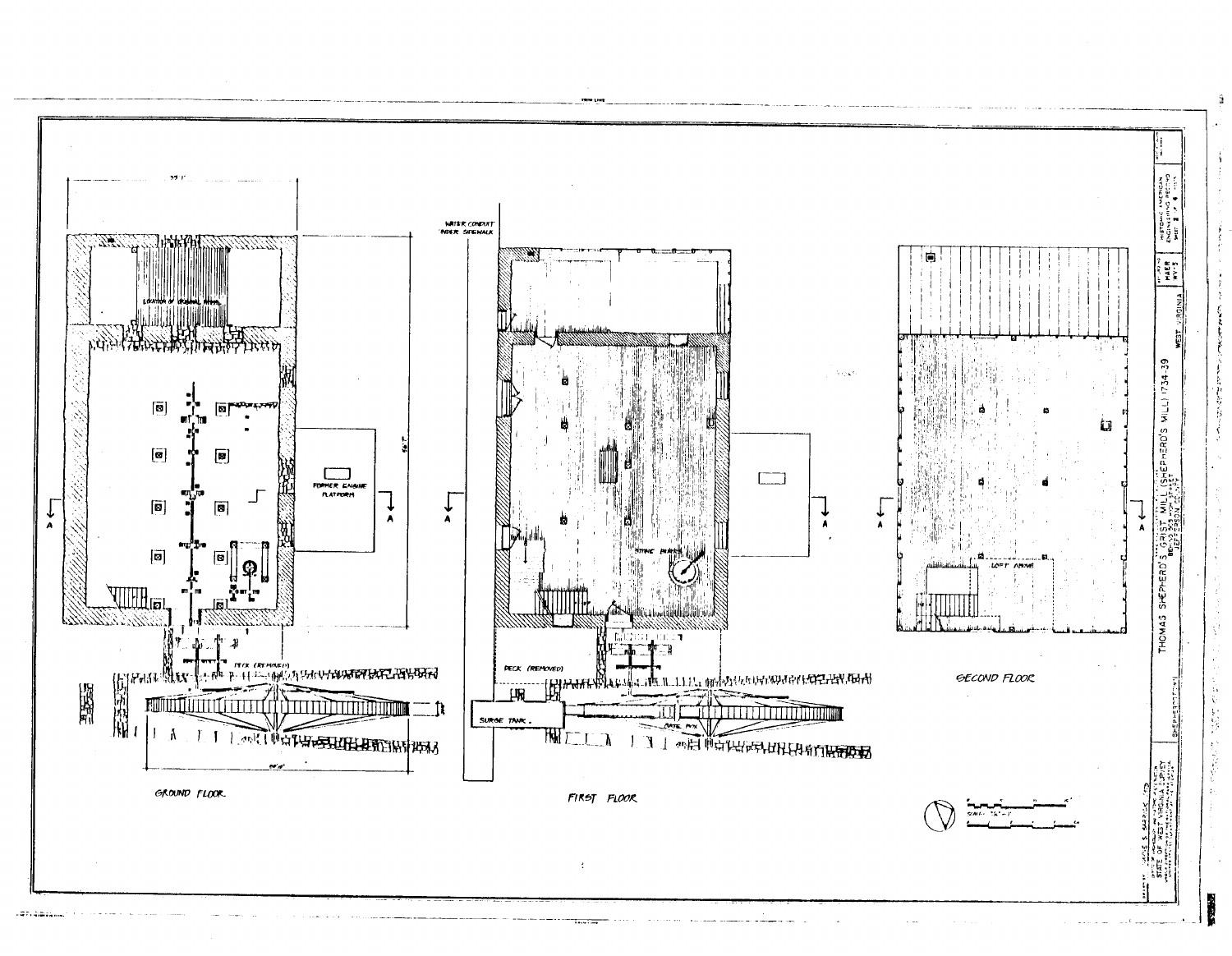THOMAS SHEPHERD'S GRIST MILL (SHEPHERD'S MILL) 1734-39

HIGH STREET

SHEPHERDSTOWN JEFFERSON COUNTY WEST VIRGINIA

HAER WV-5

HISTORIC AMERICAN ENGINEERING RECORD

GROUND FLOOR

LOCATION OF ORIGINAL WHEEL

FORMER ENGINE PLATFORM

DECK (REMOVED)

FIRST FLOOR

WATER CONDUIT UNDER SIDEWALK

STONE BURR

DECK (REMOVED)

SURGE TANK

GATE BOX

SECOND FLOOR

LOFT ABOVE

A

A

A

A

A

A

SCALE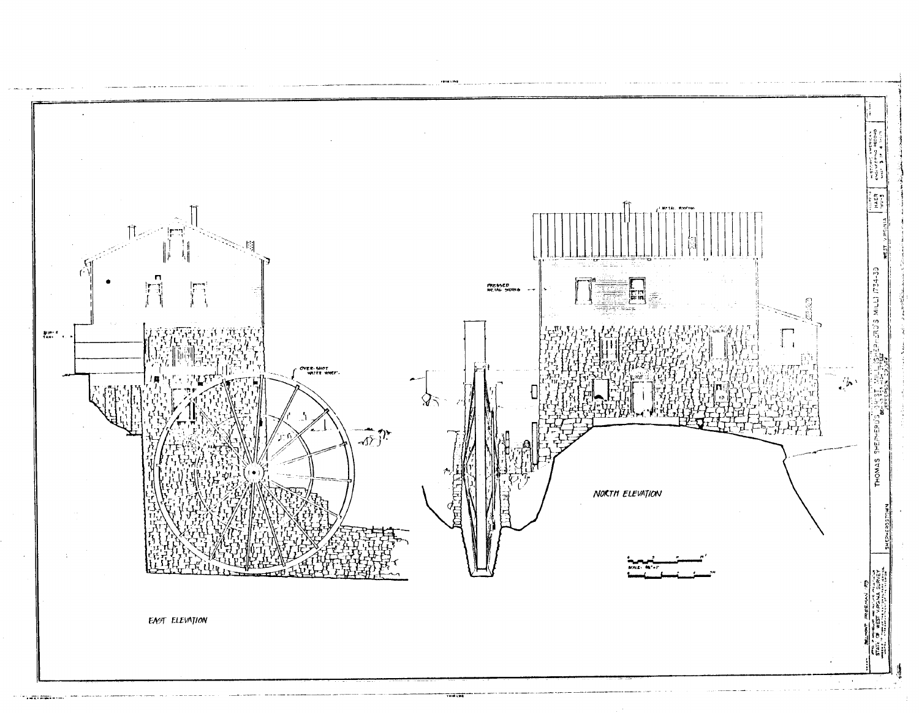METAL ROOFING

PRESSED METAL SIDING

SURGE TANK

OVER-SHOT WATER WHEEL

EAST ELEVATION

NORTH ELEVATION

SCALE

THOMAS SHEPHERD'S GRIST MILL (SHEPHERD'S MILL) 1734-39

SHEPHERDSTOWN

JEFFERSON COUNTY

WEST VIRGINIA

HISTORIC AMERICAN ENGINEERING RECORD

HAER

STATE OF WEST VIRGINIA SURVEY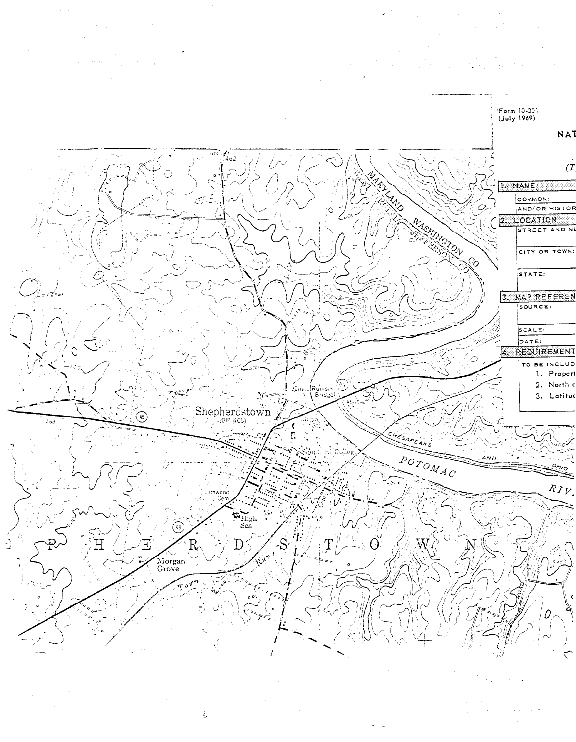Form 10-301
(July 1969)

NAT

(T

1. NAME

COMMON:

AND/OR HISTOR

2. LOCATION

STREET AND NU

CITY OR TOWN:

STATE:

3. MAP REFEREN

SOURCE:

SCALE:

DATE:

4. REQUIREMENT

TO BE INCLUD

1. Propert
2. North
3. Latitu